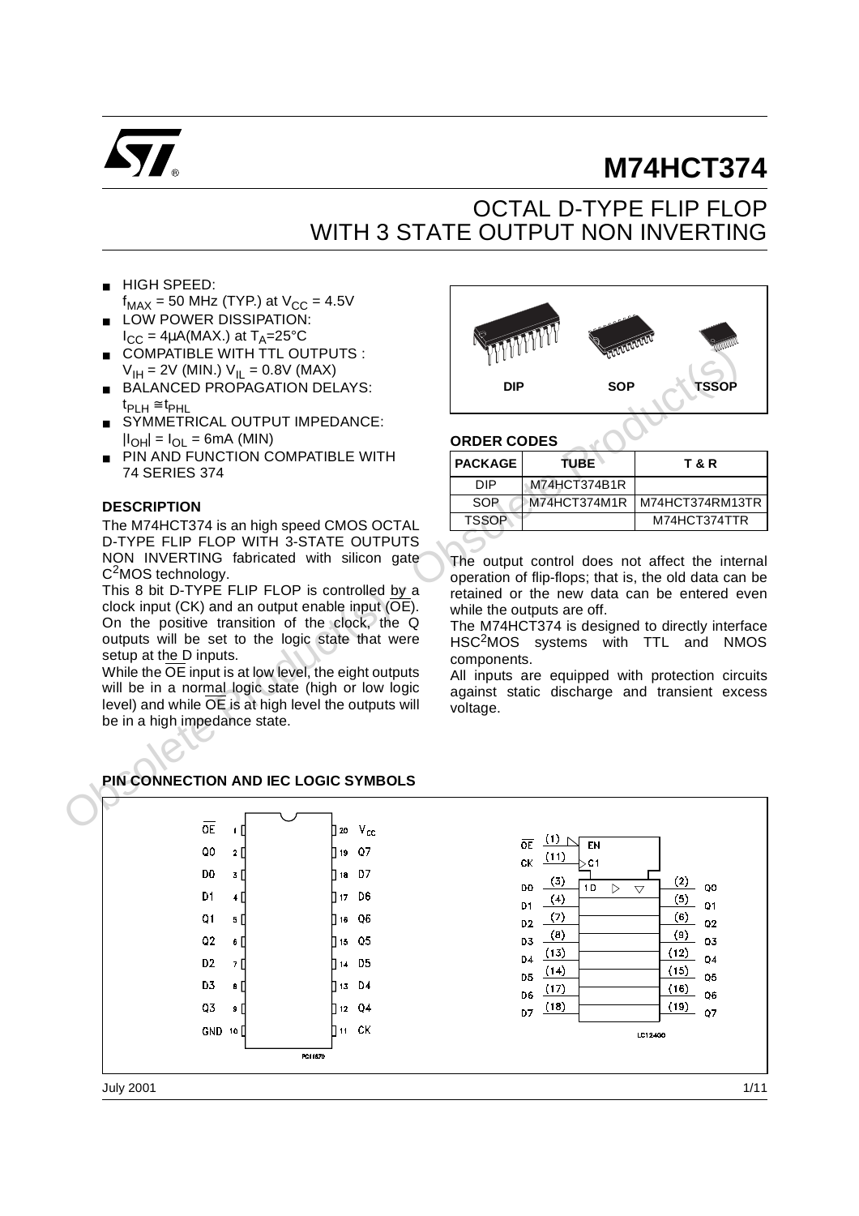# M74HCT374

## OCTAL D-TYPE FLIP FLOP WITH 3 STATE OUTPUT NON INVERTING

- HIGH SPEED: $f_{MAX}$ = 50 MHz (TYP.) at $V_{CC}$ = 4.5V
- LOW POWER DISSIPATION: $I_{CC}$ = 4μA(MAX.) at $T_A$=25°C
- COMPATIBLE WITH TTL OUTPUTS : $V_{IH}$ = 2V (MIN.) $V_{IL}$ = 0.8V (MAX)
- BALANCED PROPAGATION DELAYS: $t_{PLH} \cong t_{PHL}$
- SYMMETRICAL OUTPUT IMPEDANCE: $|I_{OH}| = I_{OL}$ = 6mA (MIN)
- PIN AND FUNCTION COMPATIBLE WITH 74 SERIES 374

DIP SOP TSSOP

### ORDER CODES

| PACKAGE | TUBE | T & R |
|---|---|---|
| DIP | M74HCT374B1R | |
| SOP | M74HCT374M1R | M74HCT374RM13TR |
| TSSOP | | M74HCT374TTR |

### DESCRIPTION

The M74HCT374 is an high speed CMOS OCTAL D-TYPE FLIP FLOP WITH 3-STATE OUTPUTS NON INVERTING fabricated with silicon gate $C^2$MOS technology.

This 8 bit D-TYPE FLIP FLOP is controlled by a clock input (CK) and an output enable input ($\overline{OE}$). On the positive transition of the clock, the Q outputs will be set to the logic state that were setup at the D inputs.

While the $\overline{OE}$ input is at low level, the eight outputs will be in a normal logic state (high or low logic level) and while $\overline{OE}$ is at high level the outputs will be in a high impedance state.

The output control does not affect the internal operation of flip-flops; that is, the old data can be retained or the new data can be entered even while the outputs are off.

The M74HCT374 is designed to directly interface HSC$^2$MOS systems with TTL and NMOS components.

All inputs are equipped with protection circuits against static discharge and transient excess voltage.

### PIN CONNECTION AND IEC LOGIC SYMBOLS

| Pin | Name | Pin | Name |
|---|---|---|---|
| 1 | $\overline{OE}$ | 20 | $V_{CC}$ |
| 2 | Q0 | 19 | Q7 |
| 3 | D0 | 18 | D7 |
| 4 | D1 | 17 | D6 |
| 5 | Q1 | 16 | Q6 |
| 6 | Q2 | 15 | Q5 |
| 7 | D2 | 14 | D5 |
| 8 | D3 | 13 | D4 |
| 9 | Q3 | 12 | Q4 |
| 10 | GND | 11 | CK |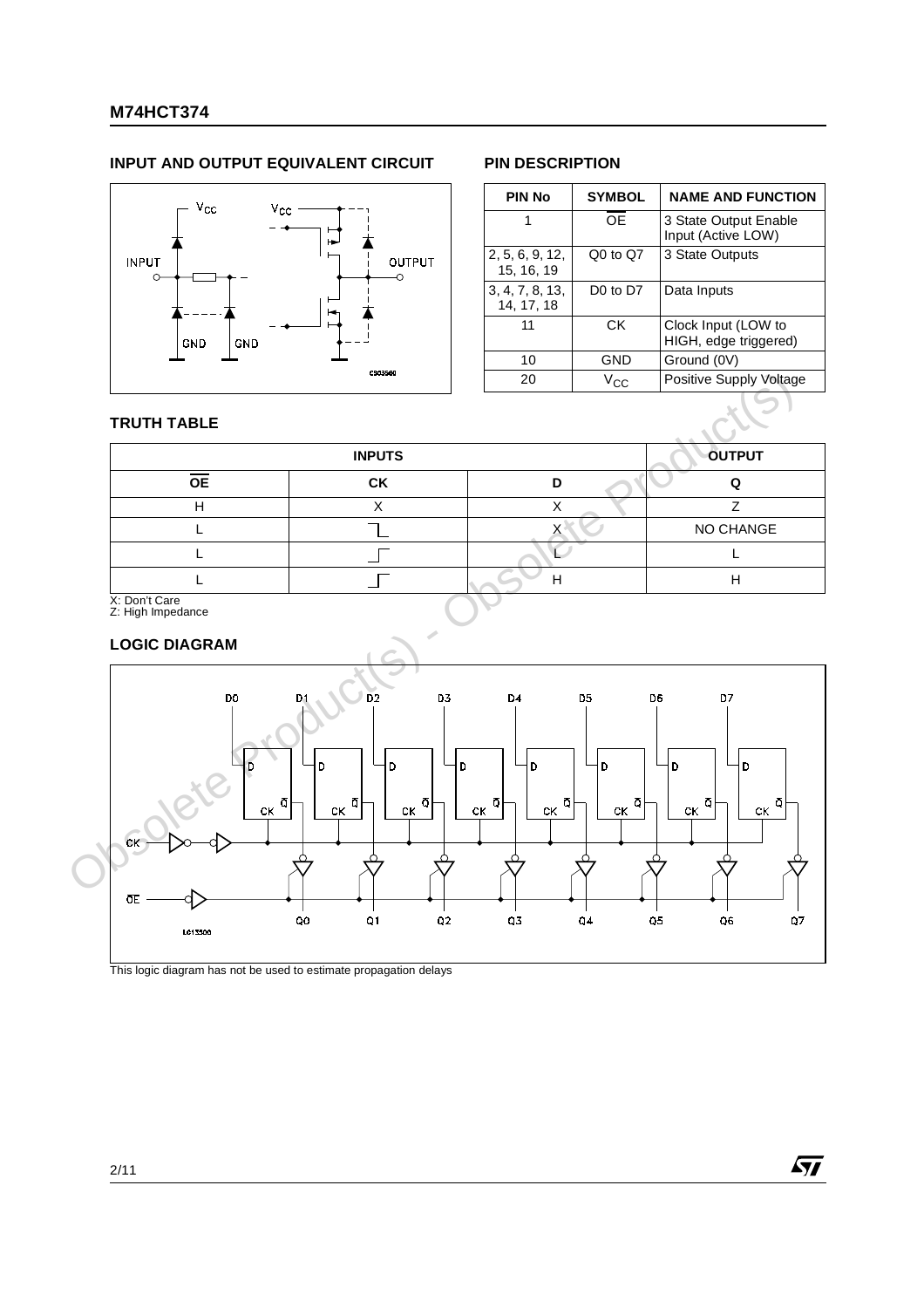## INPUT AND OUTPUT EQUIVALENT CIRCUIT

## PIN DESCRIPTION

| PIN No | SYMBOL | NAME AND FUNCTION |
| --- | --- | --- |
| 1 | $\overline{OE}$ | 3 State Output Enable Input (Active LOW) |
| 2, 5, 6, 9, 12, 15, 16, 19 | Q0 to Q7 | 3 State Outputs |
| 3, 4, 7, 8, 13, 14, 17, 18 | D0 to D7 | Data Inputs |
| 11 | CK | Clock Input (LOW to HIGH, edge triggered) |
| 10 | GND | Ground (0V) |
| 20 | $V_{CC}$ | Positive Supply Voltage |

## TRUTH TABLE

| INPUTS | | | OUTPUT |
| --- | --- | --- | --- |
| $\overline{OE}$ | CK | D | Q |
| H | X | X | Z |
| L | ⌐∟ (HIGH to LOW) | X | NO CHANGE |
| L | _⌐ (LOW to HIGH) | L | L |
| L | _⌐ (LOW to HIGH) | H | H |

X: Don't Care
Z: High Impedance

## LOGIC DIAGRAM

This logic diagram has not be used to estimate propagation delays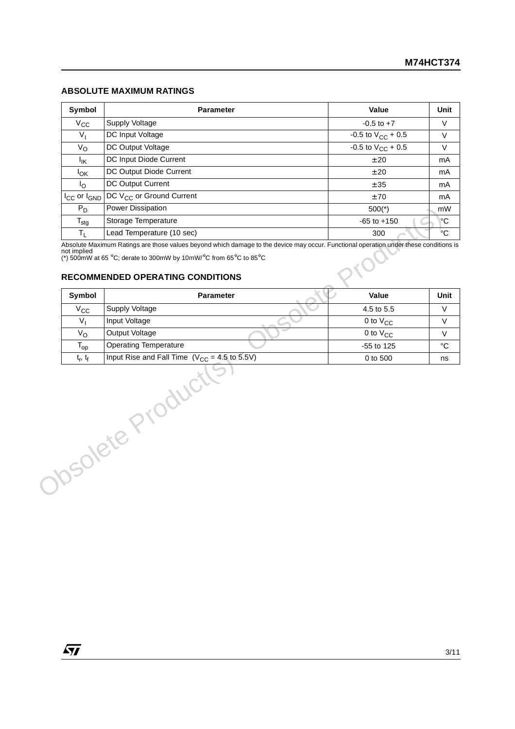## ABSOLUTE MAXIMUM RATINGS

| Symbol | Parameter | Value | Unit |
|---|---|---|---|
| $V_{CC}$ | Supply Voltage | -0.5 to +7 | V |
| $V_I$ | DC Input Voltage | -0.5 to $V_{CC}$ + 0.5 | V |
| $V_O$ | DC Output Voltage | -0.5 to $V_{CC}$ + 0.5 | V |
| $I_{IK}$ | DC Input Diode Current | ± 20 | mA |
| $I_{OK}$ | DC Output Diode Current | ± 20 | mA |
| $I_O$ | DC Output Current | ± 35 | mA |
| $I_{CC}$ or $I_{GND}$ | DC $V_{CC}$ or Ground Current | ± 70 | mA |
| $P_D$ | Power Dissipation | 500(*) | mW |
| $T_{stg}$ | Storage Temperature | -65 to +150 | °C |
| $T_L$ | Lead Temperature (10 sec) | 300 | °C |

Absolute Maximum Ratings are those values beyond which damage to the device may occur. Functional operation under these conditions is not implied
(*) 500mW at 65 °C; derate to 300mW by 10mW/°C from 65°C to 85°C

## RECOMMENDED OPERATING CONDITIONS

| Symbol | Parameter | Value | Unit |
|---|---|---|---|
| $V_{CC}$ | Supply Voltage | 4.5 to 5.5 | V |
| $V_I$ | Input Voltage | 0 to $V_{CC}$ | V |
| $V_O$ | Output Voltage | 0 to $V_{CC}$ | V |
| $T_{op}$ | Operating Temperature | -55 to 125 | °C |
| $t_r$, $t_f$ | Input Rise and Fall Time ($V_{CC}$ = 4.5 to 5.5V) | 0 to 500 | ns |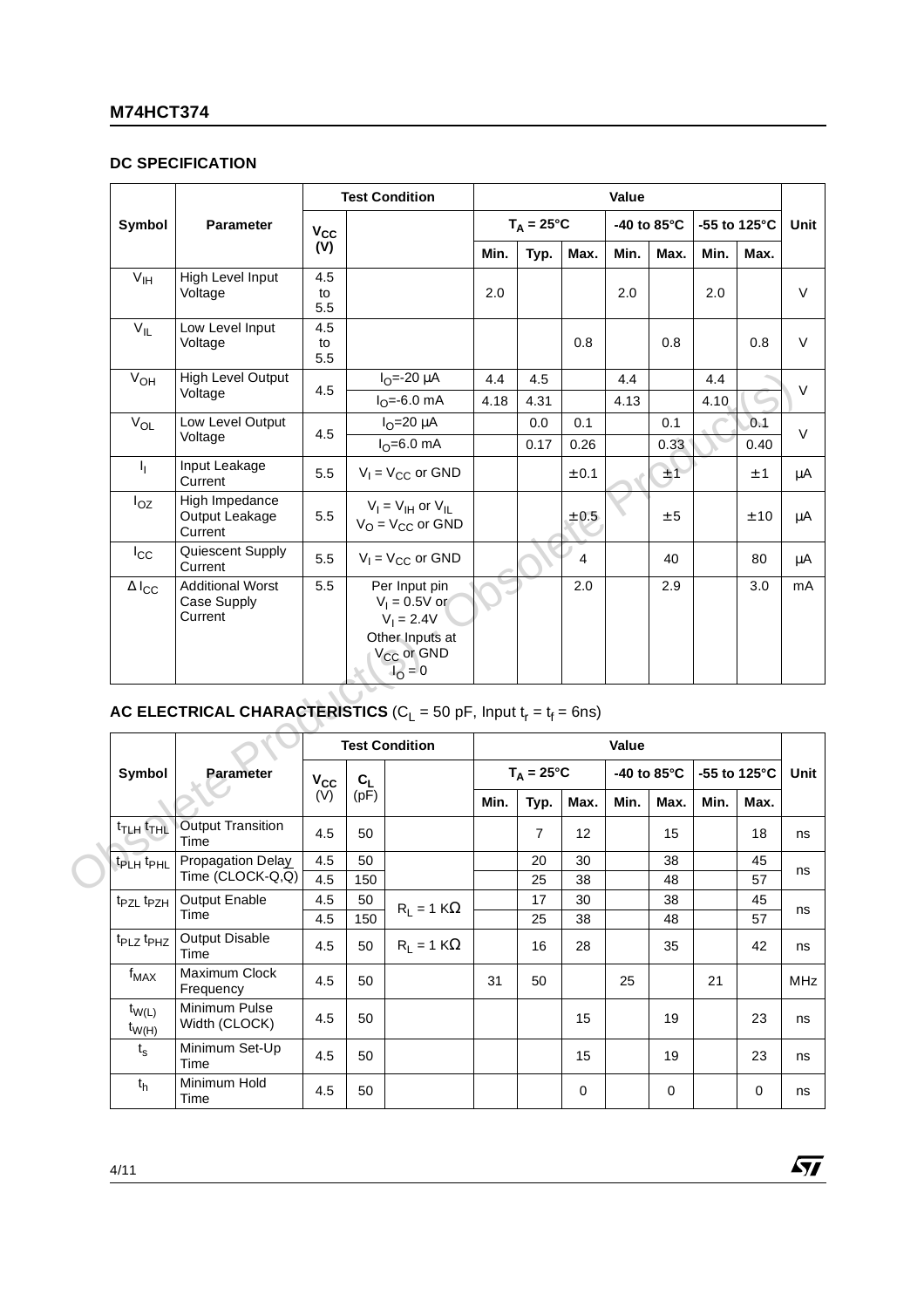## DC SPECIFICATION

| Symbol | Parameter | Test Condition | | Value | | | | | | | Unit |
|---|---|---|---|---|---|---|---|---|---|---|---|
| | | $V_{CC}$ (V) | | $T_A = 25°C$ | | | -40 to 85°C | | -55 to 125°C | | |
| | | | | Min. | Typ. | Max. | Min. | Max. | Min. | Max. | |
| $V_{IH}$ | High Level Input Voltage | 4.5 to 5.5 | | 2.0 | | | 2.0 | | 2.0 | | V |
| $V_{IL}$ | Low Level Input Voltage | 4.5 to 5.5 | | | | 0.8 | | 0.8 | | 0.8 | V |
| $V_{OH}$ | High Level Output Voltage | 4.5 | $I_O$=-20 μA | 4.4 | 4.5 | | 4.4 | | 4.4 | | V |
| | | | $I_O$=-6.0 mA | 4.18 | 4.31 | | 4.13 | | 4.10 | | |
| $V_{OL}$ | Low Level Output Voltage | 4.5 | $I_O$=20 μA | | 0.0 | 0.1 | | 0.1 | | 0.1 | V |
| | | | $I_O$=6.0 mA | | 0.17 | 0.26 | | 0.33 | | 0.40 | |
| $I_I$ | Input Leakage Current | 5.5 | $V_I = V_{CC}$ or GND | | | ± 0.1 | | ± 1 | | ± 1 | μA |
| $I_{OZ}$ | High Impedance Output Leakage Current | 5.5 | $V_I = V_{IH}$ or $V_{IL}$ $V_O = V_{CC}$ or GND | | | ± 0.5 | | ± 5 | | ± 10 | μA |
| $I_{CC}$ | Quiescent Supply Current | 5.5 | $V_I = V_{CC}$ or GND | | | 4 | | 40 | | 80 | μA |
| $\Delta I_{CC}$ | Additional Worst Case Supply Current | 5.5 | Per Input pin $V_I$ = 0.5V or $V_I$ = 2.4V Other Inputs at $V_{CC}$ or GND $I_O$ = 0 | | | 2.0 | | 2.9 | | 3.0 | mA |

## AC ELECTRICAL CHARACTERISTICS ($C_L$ = 50 pF, Input $t_r = t_f$ = 6ns)

| Symbol | Parameter | Test Condition | | | Value | | | | | | | Unit |
|---|---|---|---|---|---|---|---|---|---|---|---|---|
| | | $V_{CC}$ (V) | $C_L$ (pF) | | $T_A = 25°C$ | | | -40 to 85°C | | -55 to 125°C | | |
| | | | | | Min. | Typ. | Max. | Min. | Max. | Min. | Max. | |
| $t_{TLH}$ $t_{THL}$ | Output Transition Time | 4.5 | 50 | | | 7 | 12 | | 15 | | 18 | ns |
| $t_{PLH}$ $t_{PHL}$ | Propagation Delay Time (CLOCK-Q,$\overline{Q}$) | 4.5 | 50 | | | 20 | 30 | | 38 | | 45 | ns |
| | | 4.5 | 150 | | | 25 | 38 | | 48 | | 57 | |
| $t_{PZL}$ $t_{PZH}$ | Output Enable Time | 4.5 | 50 | $R_L$ = 1 KΩ | | 17 | 30 | | 38 | | 45 | ns |
| | | 4.5 | 150 | | | 25 | 38 | | 48 | | 57 | |
| $t_{PLZ}$ $t_{PHZ}$ | Output Disable Time | 4.5 | 50 | $R_L$ = 1 KΩ | | 16 | 28 | | 35 | | 42 | ns |
| $f_{MAX}$ | Maximum Clock Frequency | 4.5 | 50 | | 31 | 50 | | 25 | | 21 | | MHz |
| $t_{W(L)}$ $t_{W(H)}$ | Minimum Pulse Width (CLOCK) | 4.5 | 50 | | | | 15 | | 19 | | 23 | ns |
| $t_s$ | Minimum Set-Up Time | 4.5 | 50 | | | | 15 | | 19 | | 23 | ns |
| $t_h$ | Minimum Hold Time | 4.5 | 50 | | | | 0 | | 0 | | 0 | ns |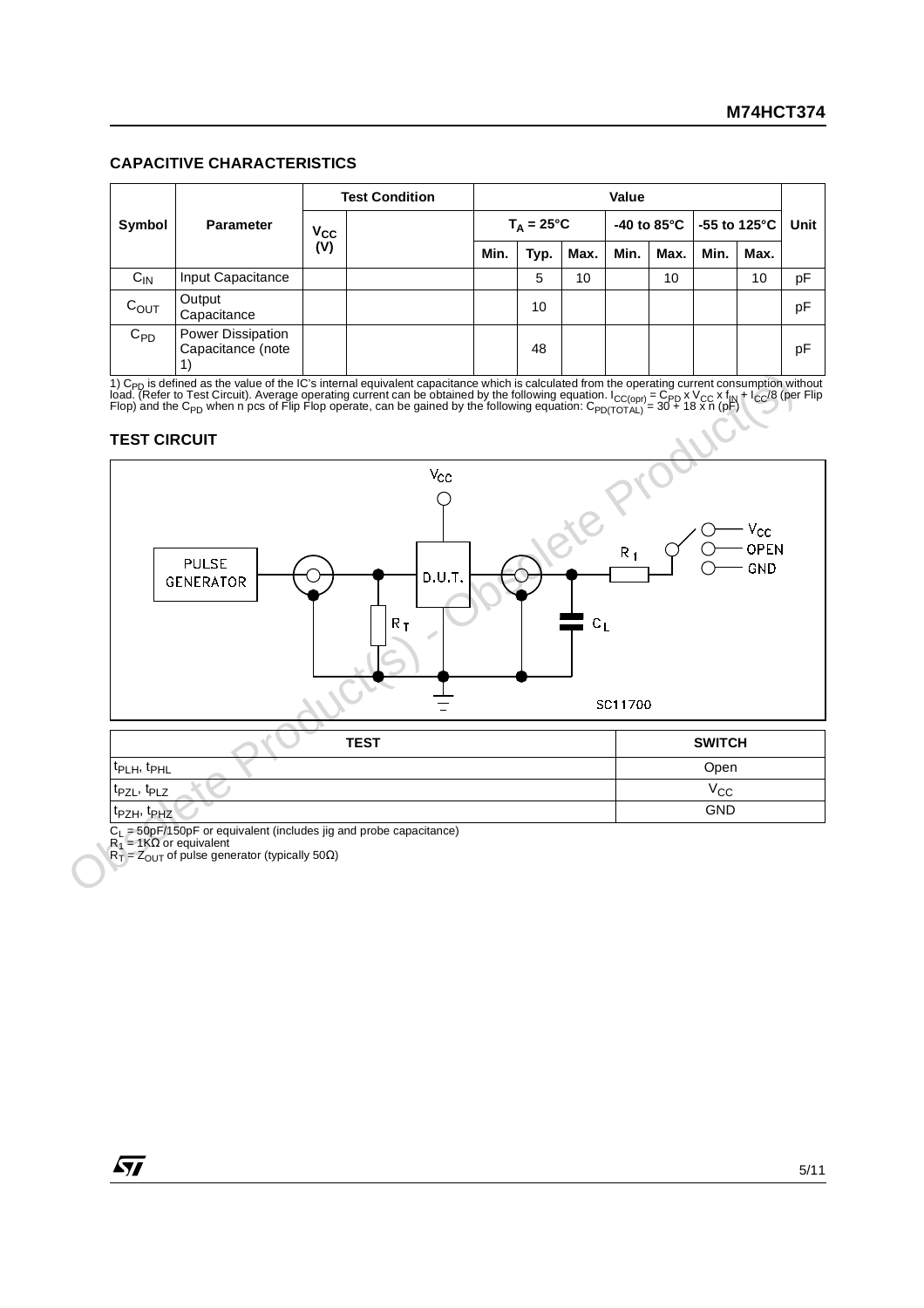## CAPACITIVE CHARACTERISTICS

| Symbol | Parameter | Test Condition | | Value | | | | | | | Unit |
|---|---|---|---|---|---|---|---|---|---|---|---|
| | | $V_{CC}$ (V) | | $T_A = 25°C$ | | | -40 to 85°C | | -55 to 125°C | | |
| | | | | Min. | Typ. | Max. | Min. | Max. | Min. | Max. | |
| $C_{IN}$ | Input Capacitance | | | | 5 | 10 | | 10 | | 10 | pF |
| $C_{OUT}$ | Output Capacitance | | | | 10 | | | | | | pF |
| $C_{PD}$ | Power Dissipation Capacitance (note 1) | | | | 48 | | | | | | pF |

1) $C_{PD}$ is defined as the value of the IC's internal equivalent capacitance which is calculated from the operating current consumption without load. (Refer to Test Circuit). Average operating current can be obtained by the following equation. $I_{CC(opr)} = C_{PD} \times V_{CC} \times f_{IN} + I_{CC}/8$ (per Flip Flop) and the $C_{PD}$ when n pcs of Flip Flop operate, can be gained by the following equation: $C_{PD(TOTAL)} = 30 + 18 \times n$ (pF)

## TEST CIRCUIT

| TEST | SWITCH |
|---|---|
| $t_{PLH}$, $t_{PHL}$ | Open |
| $t_{PZL}$, $t_{PLZ}$ | $V_{CC}$ |
| $t_{PZH}$, $t_{PHZ}$ | GND |

$C_L$ = 50pF/150pF or equivalent (includes jig and probe capacitance)
$R_1$ = 1KΩ or equivalent
$R_T$ = $Z_{OUT}$ of pulse generator (typically 50Ω)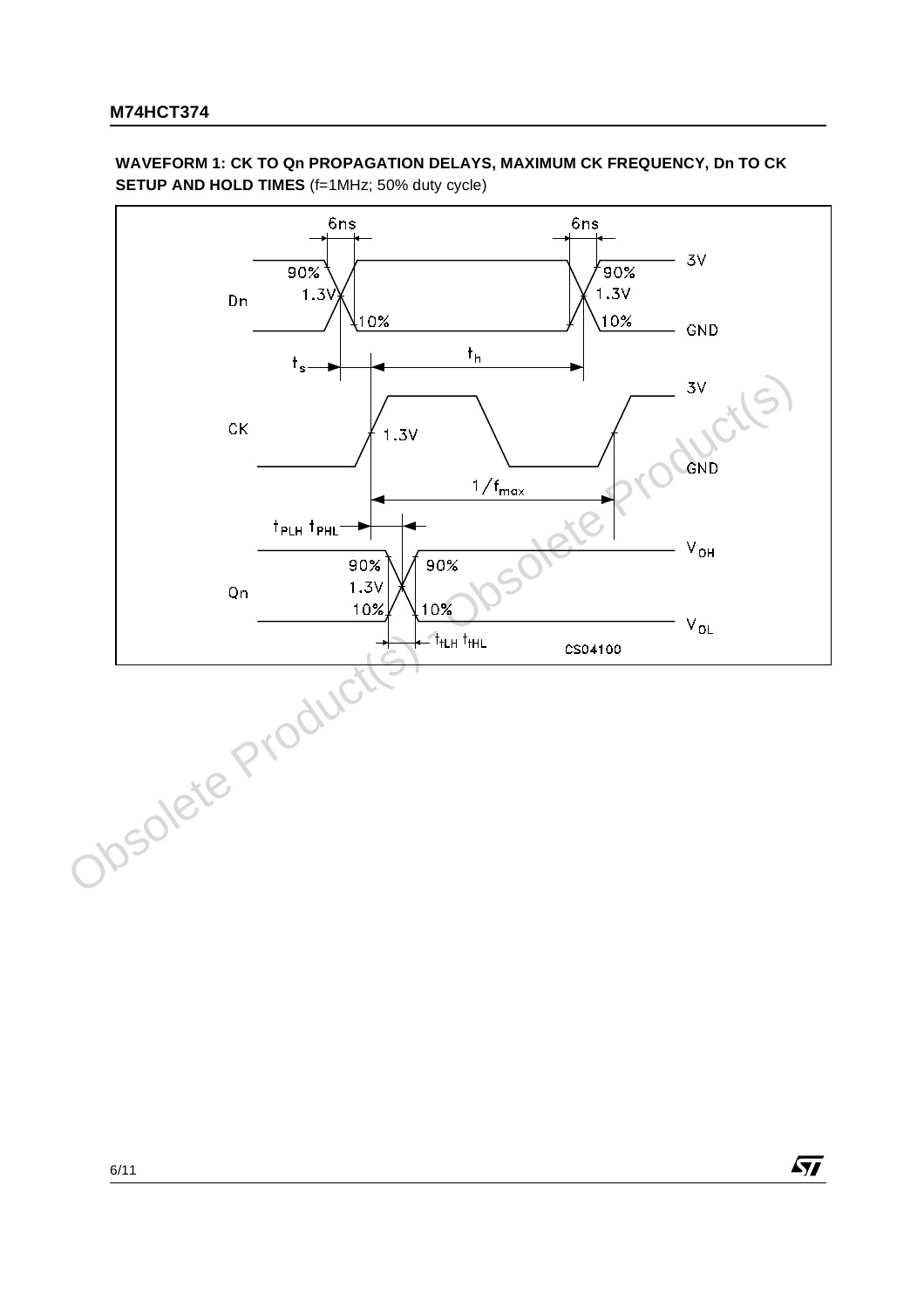**WAVEFORM 1: CK TO Qn PROPAGATION DELAYS, MAXIMUM CK FREQUENCY, Dn TO CK SETUP AND HOLD TIMES** (f=1MHz; 50% duty cycle)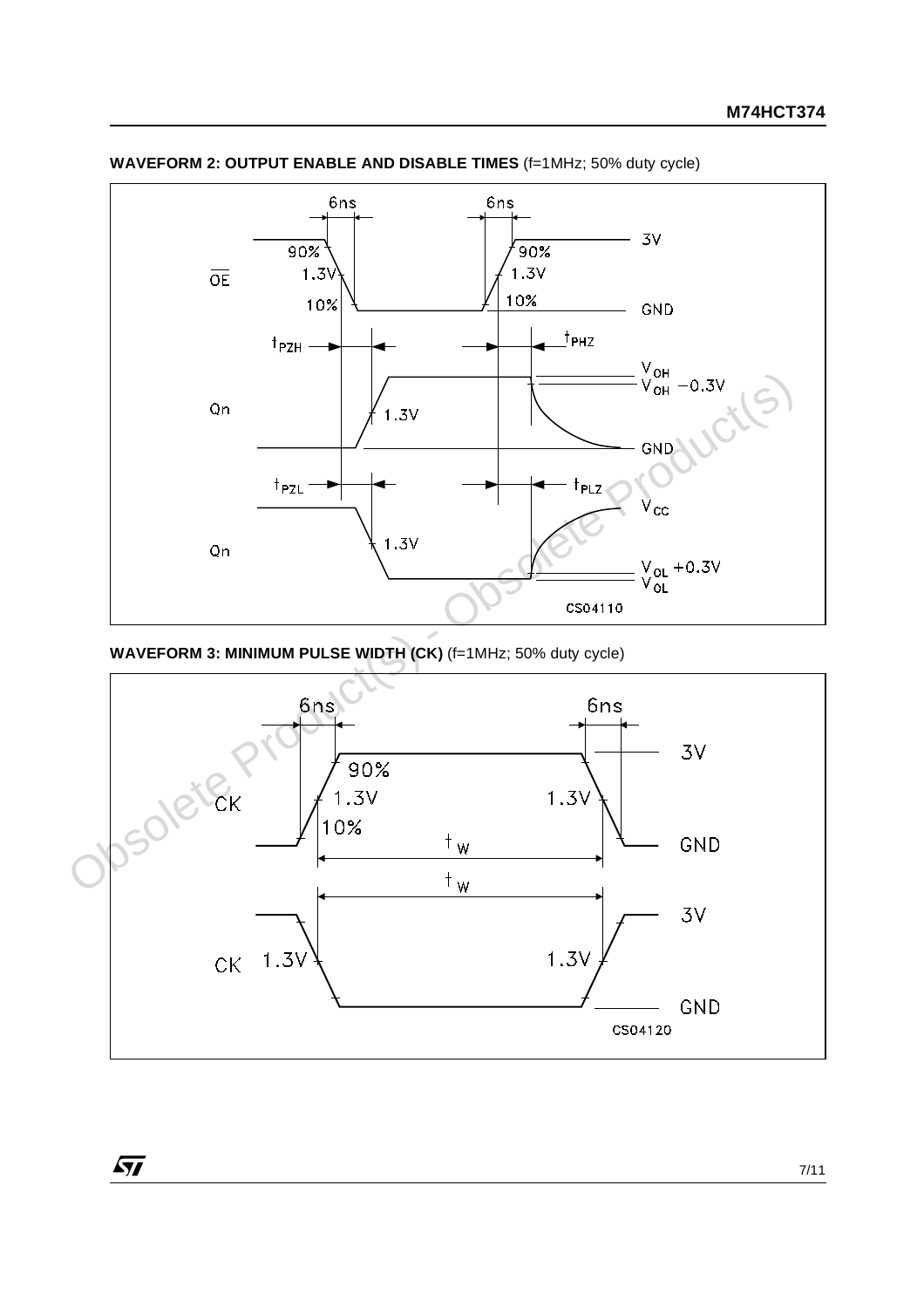**WAVEFORM 2: OUTPUT ENABLE AND DISABLE TIMES** (f=1MHz; 50% duty cycle)

**WAVEFORM 3: MINIMUM PULSE WIDTH (CK)** (f=1MHz; 50% duty cycle)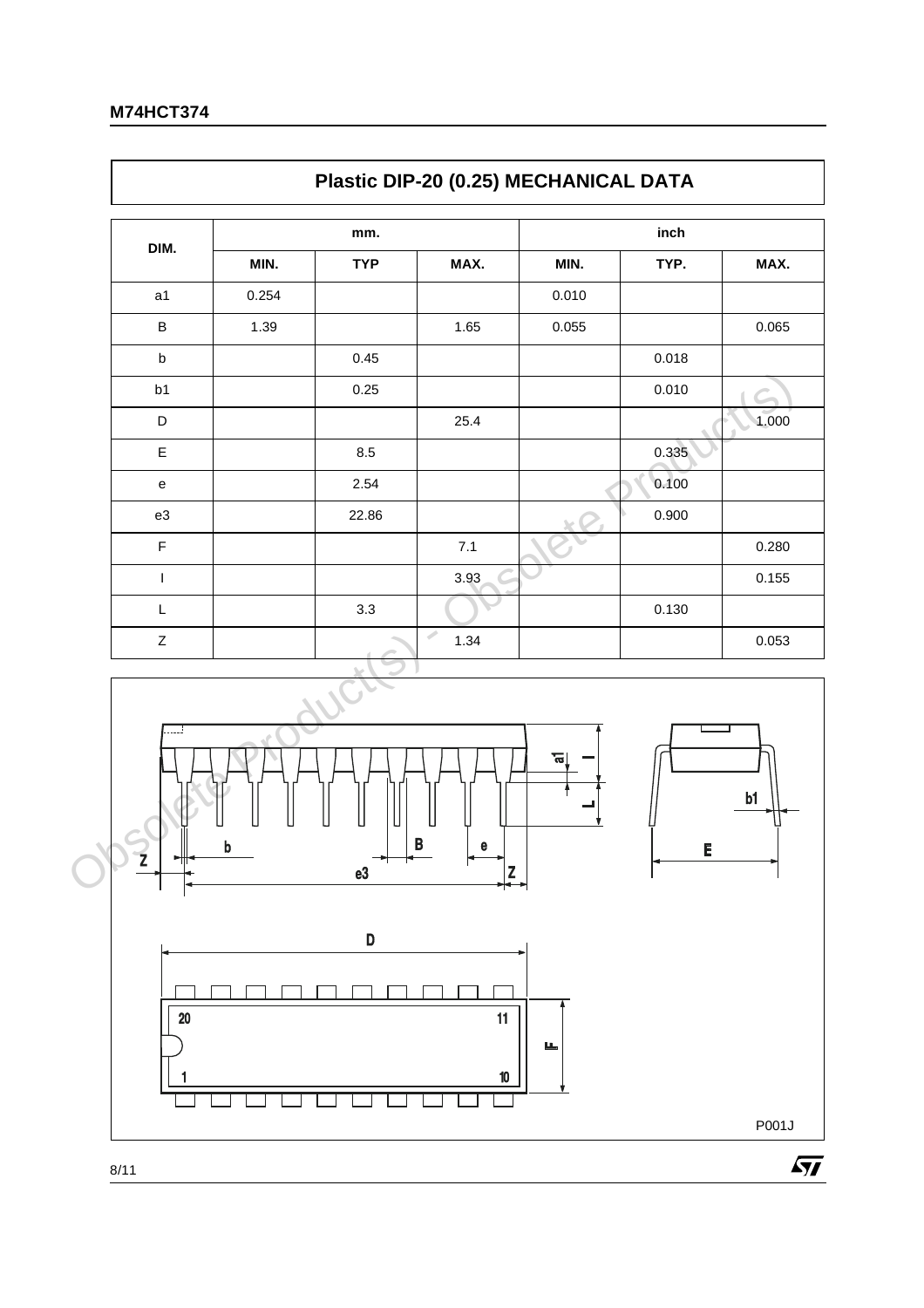## Plastic DIP-20 (0.25) MECHANICAL DATA

| DIM. | mm. | | | inch | | |
|---|---|---|---|---|---|---|
| | MIN. | TYP | MAX. | MIN. | TYP. | MAX. |
| a1 | 0.254 | | | 0.010 | | |
| B | 1.39 | | 1.65 | 0.055 | | 0.065 |
| b | | 0.45 | | | 0.018 | |
| b1 | | 0.25 | | | 0.010 | |
| D | | | 25.4 | | | 1.000 |
| E | | 8.5 | | | 0.335 | |
| e | | 2.54 | | | 0.100 | |
| e3 | | 22.86 | | | 0.900 | |
| F | | | 7.1 | | | 0.280 |
| I | | | 3.93 | | | 0.155 |
| L | | 3.3 | | | 0.130 | |
| Z | | | 1.34 | | | 0.053 |

P001J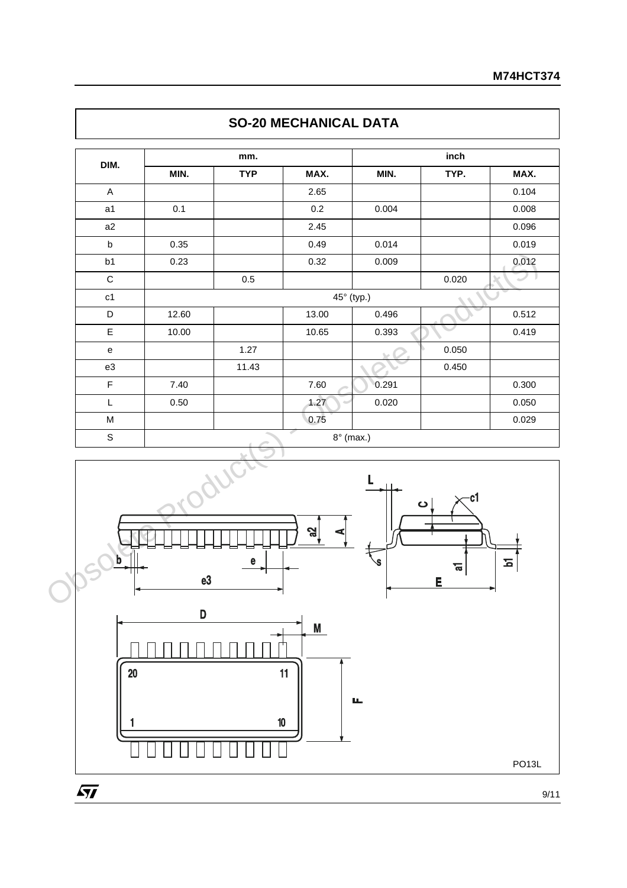## SO-20 MECHANICAL DATA

| DIM. | mm. | | | inch | | |
|---|---|---|---|---|---|---|
| | MIN. | TYP | MAX. | MIN. | TYP. | MAX. |
| A | | | 2.65 | | | 0.104 |
| a1 | 0.1 | | 0.2 | 0.004 | | 0.008 |
| a2 | | | 2.45 | | | 0.096 |
| b | 0.35 | | 0.49 | 0.014 | | 0.019 |
| b1 | 0.23 | | 0.32 | 0.009 | | 0.012 |
| C | | 0.5 | | | 0.020 | |
| c1 | 45° (typ.) | | | | | |
| D | 12.60 | | 13.00 | 0.496 | | 0.512 |
| E | 10.00 | | 10.65 | 0.393 | | 0.419 |
| e | | 1.27 | | | 0.050 | |
| e3 | | 11.43 | | | 0.450 | |
| F | 7.40 | | 7.60 | 0.291 | | 0.300 |
| L | 0.50 | | 1.27 | 0.020 | | 0.050 |
| M | | | 0.75 | | | 0.029 |
| S | 8° (max.) | | | | | |

PO13L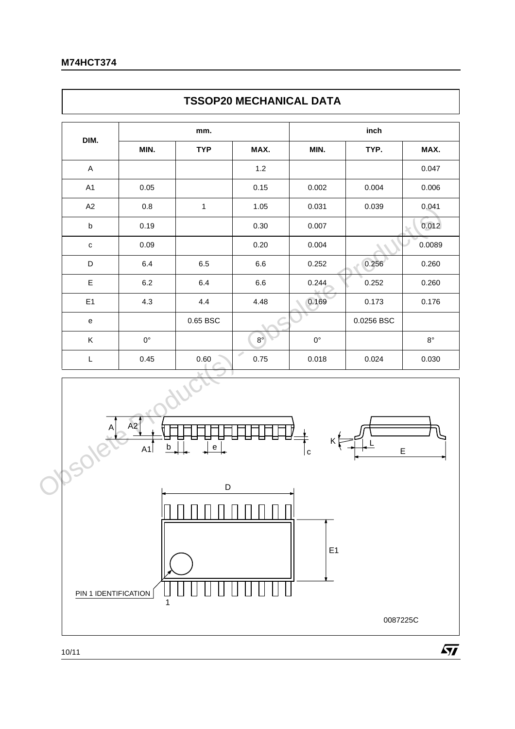## TSSOP20 MECHANICAL DATA

| DIM. | mm. | | | inch | | |
|---|---|---|---|---|---|---|
| | MIN. | TYP | MAX. | MIN. | TYP. | MAX. |
| A | | | 1.2 | | | 0.047 |
| A1 | 0.05 | | 0.15 | 0.002 | 0.004 | 0.006 |
| A2 | 0.8 | 1 | 1.05 | 0.031 | 0.039 | 0.041 |
| b | 0.19 | | 0.30 | 0.007 | | 0.012 |
| c | 0.09 | | 0.20 | 0.004 | | 0.0089 |
| D | 6.4 | 6.5 | 6.6 | 0.252 | 0.256 | 0.260 |
| E | 6.2 | 6.4 | 6.6 | 0.244 | 0.252 | 0.260 |
| E1 | 4.3 | 4.4 | 4.48 | 0.169 | 0.173 | 0.176 |
| e | | 0.65 BSC | | | 0.0256 BSC | |
| K | 0° | | 8° | 0° | | 8° |
| L | 0.45 | 0.60 | 0.75 | 0.018 | 0.024 | 0.030 |

0087225C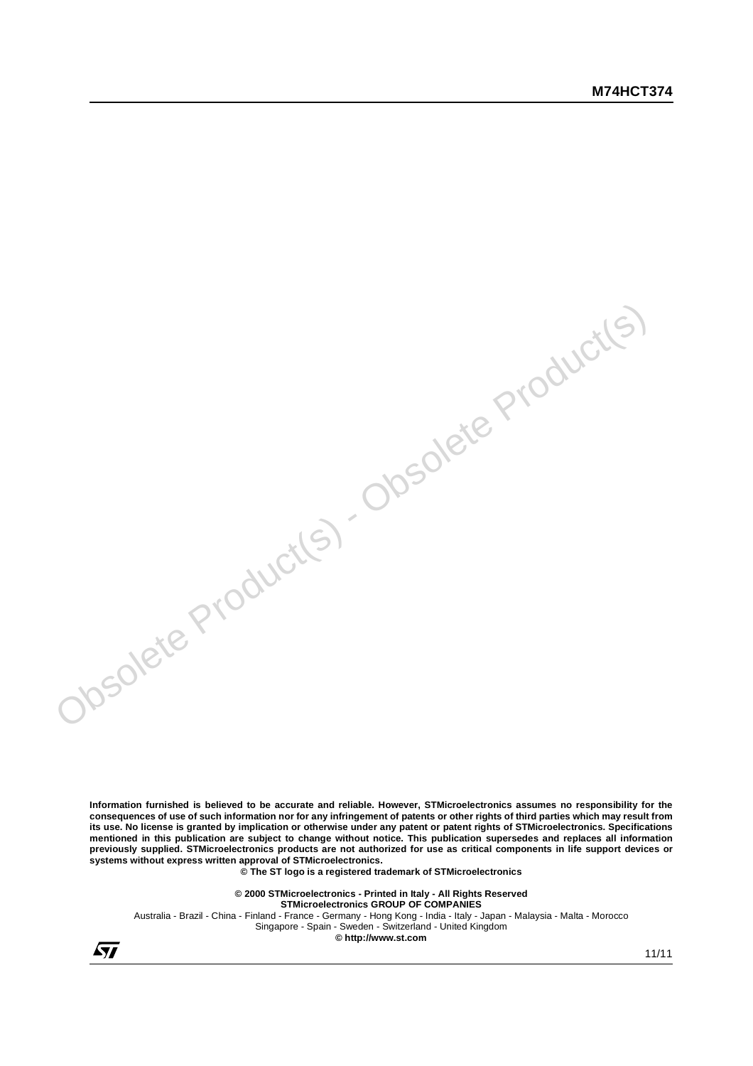Information furnished is believed to be accurate and reliable. However, STMicroelectronics assumes no responsibility for the consequences of use of such information nor for any infringement of patents or other rights of third parties which may result from its use. No license is granted by implication or otherwise under any patent or patent rights of STMicroelectronics. Specifications mentioned in this publication are subject to change without notice. This publication supersedes and replaces all information previously supplied. STMicroelectronics products are not authorized for use as critical components in life support devices or systems without express written approval of STMicroelectronics.

**© The ST logo is a registered trademark of STMicroelectronics**

**© 2000 STMicroelectronics - Printed in Italy - All Rights Reserved**

**STMicroelectronics GROUP OF COMPANIES**

Australia - Brazil - China - Finland - France - Germany - Hong Kong - India - Italy - Japan - Malaysia - Malta - Morocco
Singapore - Spain - Sweden - Switzerland - United Kingdom

**© http://www.st.com**